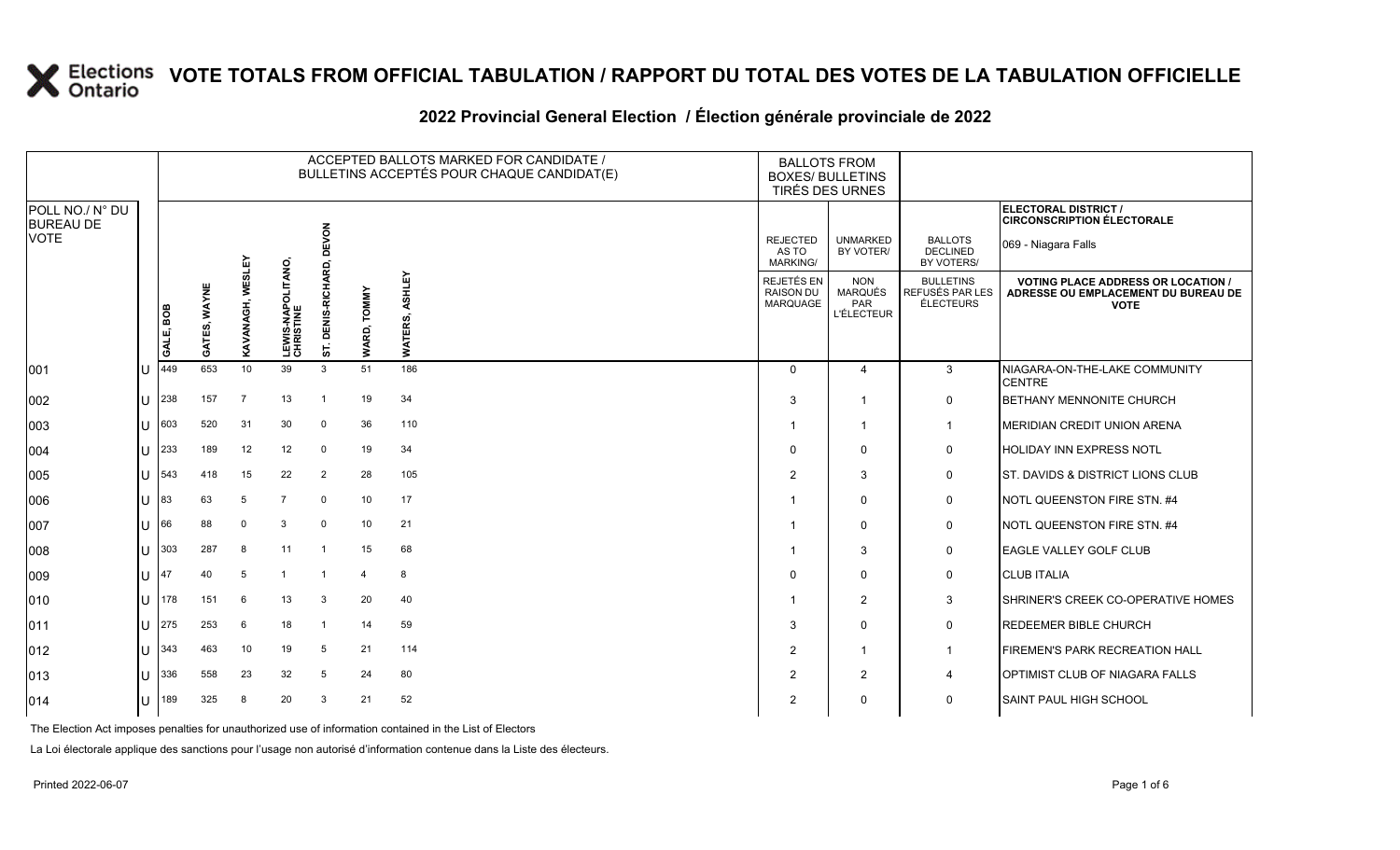# VOTE TOTALS FROM OFFICIAL TABULATION / RAPPORT DU TOTAL DES VOTES DE LA TABULATION OFFICIELLE

## 2022 Provincial General Election / Élection générale provinciale de 2022

| POLL NO./ N° DU BUREAU DE VOTE | | ACCEPTED BALLOTS MARKED FOR CANDIDATE / BULLETINS ACCEPTÉS POUR CHAQUE CANDIDAT(E) | | | | | | | BALLOTS FROM BOXES/ BULLETINS TIRÉS DES URNES | | | ELECTORAL DISTRICT / CIRCONSCRIPTION ÉLECTORALE 069 - Niagara Falls |
|---|---|---|---|---|---|---|---|---|---|---|---|---|
| | | GALE, BOB | GATES, WAYNE | KAVANAGH, WESLEY | LEWIS-NAPOLITANO, CHRISTINE | ST. DENIS-RICHARD, DEVON | WARD, TOMMY | WATERS, ASHLEY | REJECTED AS TO MARKING/ REJETÉS EN RAISON DU MARQUAGE | UNMARKED BY VOTER/ NON MARQUÉS PAR L'ÉLECTEUR | BALLOTS DECLINED BY VOTERS/ BULLETINS REFUSÉS PAR LES ÉLECTEURS | VOTING PLACE ADDRESS OR LOCATION / ADRESSE OU EMPLACEMENT DU BUREAU DE VOTE |
| 001 | U | 449 | 653 | 10 | 39 | 3 | 51 | 186 | 0 | 4 | 3 | NIAGARA-ON-THE-LAKE COMMUNITY CENTRE |
| 002 | U | 238 | 157 | 7 | 13 | 1 | 19 | 34 | 3 | 1 | 0 | BETHANY MENNONITE CHURCH |
| 003 | U | 603 | 520 | 31 | 30 | 0 | 36 | 110 | 1 | 1 | 1 | MERIDIAN CREDIT UNION ARENA |
| 004 | U | 233 | 189 | 12 | 12 | 0 | 19 | 34 | 0 | 0 | 0 | HOLIDAY INN EXPRESS NOTL |
| 005 | U | 543 | 418 | 15 | 22 | 2 | 28 | 105 | 2 | 3 | 0 | ST. DAVIDS & DISTRICT LIONS CLUB |
| 006 | U | 83 | 63 | 5 | 7 | 0 | 10 | 17 | 1 | 0 | 0 | NOTL QUEENSTON FIRE STN. #4 |
| 007 | U | 66 | 88 | 0 | 3 | 0 | 10 | 21 | 1 | 0 | 0 | NOTL QUEENSTON FIRE STN. #4 |
| 008 | U | 303 | 287 | 8 | 11 | 1 | 15 | 68 | 1 | 3 | 0 | EAGLE VALLEY GOLF CLUB |
| 009 | U | 47 | 40 | 5 | 1 | 1 | 4 | 8 | 0 | 0 | 0 | CLUB ITALIA |
| 010 | U | 178 | 151 | 6 | 13 | 3 | 20 | 40 | 1 | 2 | 3 | SHRINER'S CREEK CO-OPERATIVE HOMES |
| 011 | U | 275 | 253 | 6 | 18 | 1 | 14 | 59 | 3 | 0 | 0 | REDEEMER BIBLE CHURCH |
| 012 | U | 343 | 463 | 10 | 19 | 5 | 21 | 114 | 2 | 1 | 1 | FIREMEN'S PARK RECREATION HALL |
| 013 | U | 336 | 558 | 23 | 32 | 5 | 24 | 80 | 2 | 2 | 4 | OPTIMIST CLUB OF NIAGARA FALLS |
| 014 | U | 189 | 325 | 8 | 20 | 3 | 21 | 52 | 2 | 0 | 0 | SAINT PAUL HIGH SCHOOL |

The Election Act imposes penalties for unauthorized use of information contained in the List of Electors

La Loi électorale applique des sanctions pour l'usage non autorisé d'information contenue dans la Liste des électeurs.

Printed 2022-06-07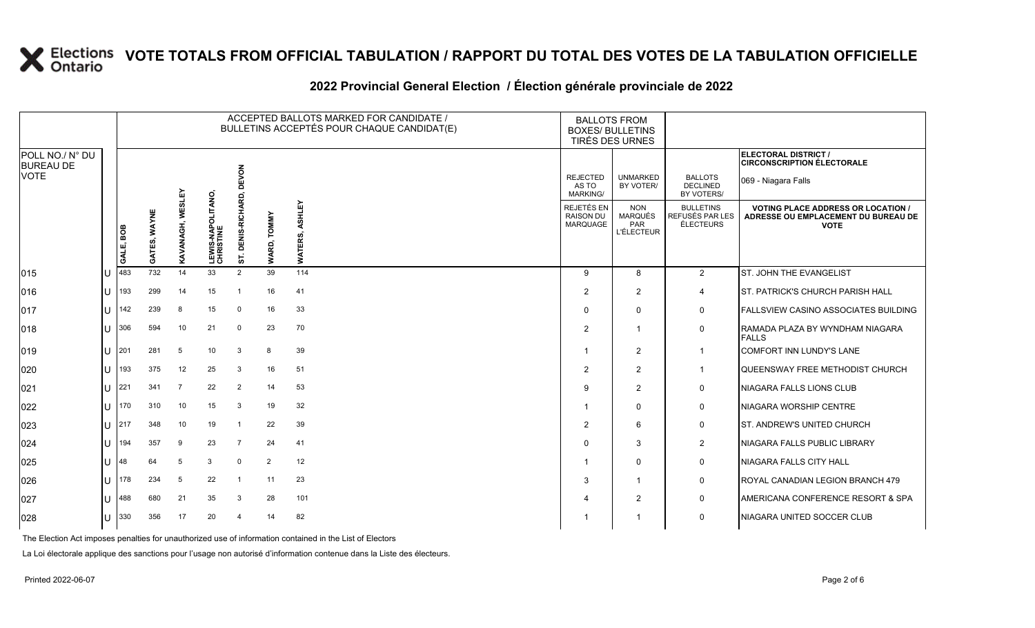# VOTE TOTALS FROM OFFICIAL TABULATION / RAPPORT DU TOTAL DES VOTES DE LA TABULATION OFFICIELLE

## 2022 Provincial General Election / Élection générale provinciale de 2022

| POLL NO./ N° DU BUREAU DE VOTE | | ACCEPTED BALLOTS MARKED FOR CANDIDATE / BULLETINS ACCEPTÉS POUR CHAQUE CANDIDAT(E) | | | | | | | BALLOTS FROM BOXES/ BULLETINS TIRÉS DES URNES | | | ELECTORAL DISTRICT / CIRCONSCRIPTION ÉLECTORALE 069 - Niagara Falls |
|---|---|---|---|---|---|---|---|---|---|---|---|---|
| | | GALE, BOB | GATES, WAYNE | KAVANAGH, WESLEY | LEWIS-NAPOLITANO, CHRISTINE | ST. DENIS-RICHARD, DEVON | WARD, TOMMY | WATERS, ASHLEY | REJECTED AS TO MARKING/ REJETÉS EN RAISON DU MARQUAGE | UNMARKED BY VOTER/ NON MARQUÉS PAR L'ÉLECTEUR | BALLOTS DECLINED BY VOTERS/ BULLETINS REFUSÉS PAR LES ÉLECTEURS | VOTING PLACE ADDRESS OR LOCATION / ADRESSE OU EMPLACEMENT DU BUREAU DE VOTE |
| 015 | U | 483 | 732 | 14 | 33 | 2 | 39 | 114 | 9 | 8 | 2 | ST. JOHN THE EVANGELIST |
| 016 | U | 193 | 299 | 14 | 15 | 1 | 16 | 41 | 2 | 2 | 4 | ST. PATRICK'S CHURCH PARISH HALL |
| 017 | U | 142 | 239 | 8 | 15 | 0 | 16 | 33 | 0 | 0 | 0 | FALLSVIEW CASINO ASSOCIATES BUILDING |
| 018 | U | 306 | 594 | 10 | 21 | 0 | 23 | 70 | 2 | 1 | 0 | RAMADA PLAZA BY WYNDHAM NIAGARA FALLS |
| 019 | U | 201 | 281 | 5 | 10 | 3 | 8 | 39 | 1 | 2 | 1 | COMFORT INN LUNDY'S LANE |
| 020 | U | 193 | 375 | 12 | 25 | 3 | 16 | 51 | 2 | 2 | 1 | QUEENSWAY FREE METHODIST CHURCH |
| 021 | U | 221 | 341 | 7 | 22 | 2 | 14 | 53 | 9 | 2 | 0 | NIAGARA FALLS LIONS CLUB |
| 022 | U | 170 | 310 | 10 | 15 | 3 | 19 | 32 | 1 | 0 | 0 | NIAGARA WORSHIP CENTRE |
| 023 | U | 217 | 348 | 10 | 19 | 1 | 22 | 39 | 2 | 6 | 0 | ST. ANDREW'S UNITED CHURCH |
| 024 | U | 194 | 357 | 9 | 23 | 7 | 24 | 41 | 0 | 3 | 2 | NIAGARA FALLS PUBLIC LIBRARY |
| 025 | U | 48 | 64 | 5 | 3 | 0 | 2 | 12 | 1 | 0 | 0 | NIAGARA FALLS CITY HALL |
| 026 | U | 178 | 234 | 5 | 22 | 1 | 11 | 23 | 3 | 1 | 0 | ROYAL CANADIAN LEGION BRANCH 479 |
| 027 | U | 488 | 680 | 21 | 35 | 3 | 28 | 101 | 4 | 2 | 0 | AMERICANA CONFERENCE RESORT & SPA |
| 028 | U | 330 | 356 | 17 | 20 | 4 | 14 | 82 | 1 | 1 | 0 | NIAGARA UNITED SOCCER CLUB |

The Election Act imposes penalties for unauthorized use of information contained in the List of Electors

La Loi électorale applique des sanctions pour l'usage non autorisé d'information contenue dans la Liste des électeurs.

Printed 2022-06-07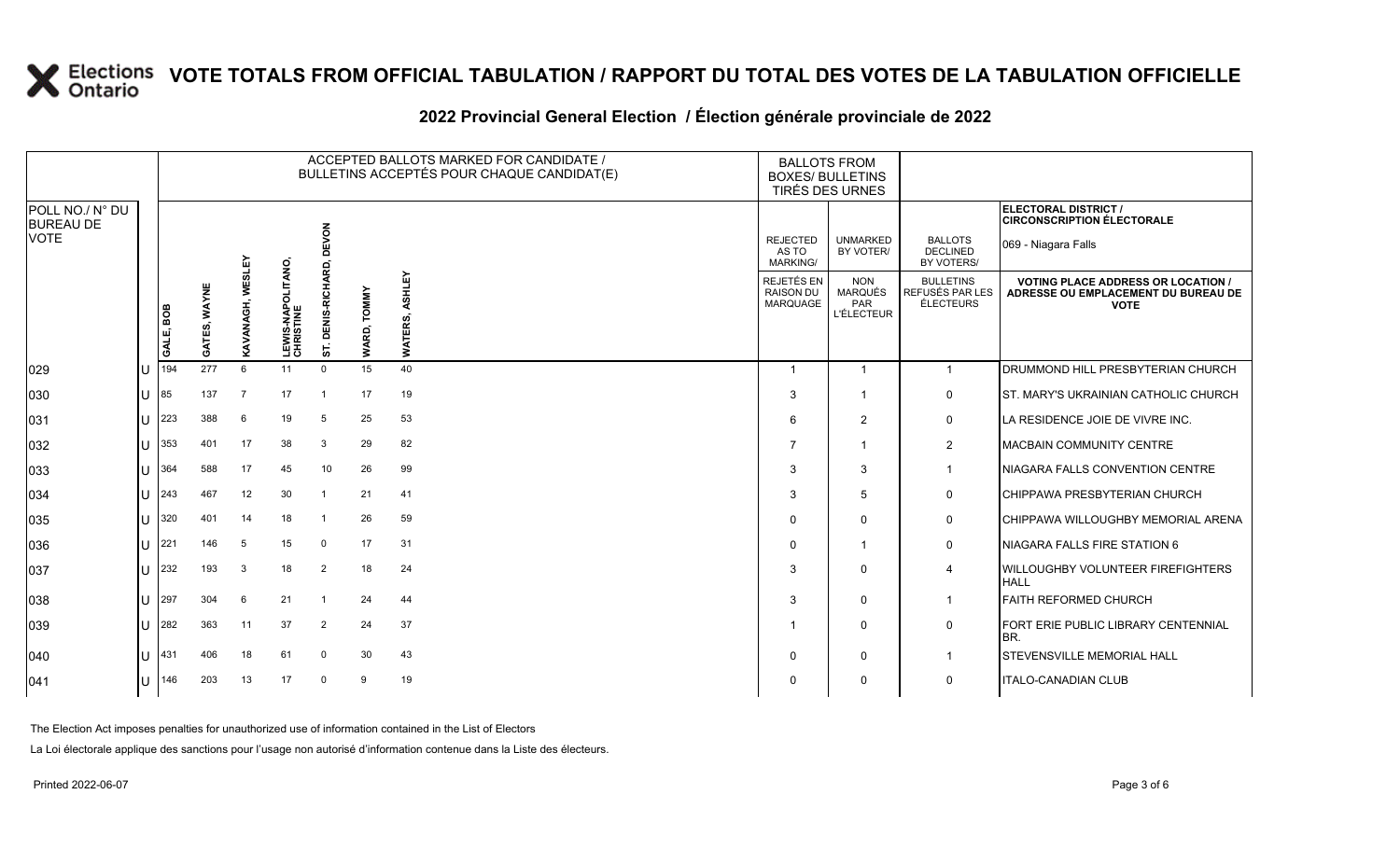# VOTE TOTALS FROM OFFICIAL TABULATION / RAPPORT DU TOTAL DES VOTES DE LA TABULATION OFFICIELLE

## 2022 Provincial General Election / Élection générale provinciale de 2022

| POLL NO./ N° DU BUREAU DE VOTE | | ACCEPTED BALLOTS MARKED FOR CANDIDATE / BULLETINS ACCEPTÉS POUR CHAQUE CANDIDAT(E) | | | | | | | BALLOTS FROM BOXES/ BULLETINS TIRÉS DES URNES | | | ELECTORAL DISTRICT / CIRCONSCRIPTION ÉLECTORALE 069 - Niagara Falls |
|---|---|---|---|---|---|---|---|---|---|---|---|---|
| | | GALE, BOB | GATES, WAYNE | KAVANAGH, WESLEY | LEWIS-NAPOLITANO, CHRISTINE | ST. DENIS-RICHARD, DEVON | WARD, TOMMY | WATERS, ASHLEY | REJECTED AS TO MARKING/ REJETÉS EN RAISON DU MARQUAGE | UNMARKED BY VOTER/ NON MARQUÉS PAR L'ÉLECTEUR | BALLOTS DECLINED BY VOTERS/ BULLETINS REFUSÉS PAR LES ÉLECTEURS | VOTING PLACE ADDRESS OR LOCATION / ADRESSE OU EMPLACEMENT DU BUREAU DE VOTE |
| 029 | U | 194 | 277 | 6 | 11 | 0 | 15 | 40 | 1 | 1 | 1 | DRUMMOND HILL PRESBYTERIAN CHURCH |
| 030 | U | 85 | 137 | 7 | 17 | 1 | 17 | 19 | 3 | 1 | 0 | ST. MARY'S UKRAINIAN CATHOLIC CHURCH |
| 031 | U | 223 | 388 | 6 | 19 | 5 | 25 | 53 | 6 | 2 | 0 | LA RESIDENCE JOIE DE VIVRE INC. |
| 032 | U | 353 | 401 | 17 | 38 | 3 | 29 | 82 | 7 | 1 | 2 | MACBAIN COMMUNITY CENTRE |
| 033 | U | 364 | 588 | 17 | 45 | 10 | 26 | 99 | 3 | 3 | 1 | NIAGARA FALLS CONVENTION CENTRE |
| 034 | U | 243 | 467 | 12 | 30 | 1 | 21 | 41 | 3 | 5 | 0 | CHIPPAWA PRESBYTERIAN CHURCH |
| 035 | U | 320 | 401 | 14 | 18 | 1 | 26 | 59 | 0 | 0 | 0 | CHIPPAWA WILLOUGHBY MEMORIAL ARENA |
| 036 | U | 221 | 146 | 5 | 15 | 0 | 17 | 31 | 0 | 1 | 0 | NIAGARA FALLS FIRE STATION 6 |
| 037 | U | 232 | 193 | 3 | 18 | 2 | 18 | 24 | 3 | 0 | 4 | WILLOUGHBY VOLUNTEER FIREFIGHTERS HALL |
| 038 | U | 297 | 304 | 6 | 21 | 1 | 24 | 44 | 3 | 0 | 1 | FAITH REFORMED CHURCH |
| 039 | U | 282 | 363 | 11 | 37 | 2 | 24 | 37 | 1 | 0 | 0 | FORT ERIE PUBLIC LIBRARY CENTENNIAL BR. |
| 040 | U | 431 | 406 | 18 | 61 | 0 | 30 | 43 | 0 | 0 | 1 | STEVENSVILLE MEMORIAL HALL |
| 041 | U | 146 | 203 | 13 | 17 | 0 | 9 | 19 | 0 | 0 | 0 | ITALO-CANADIAN CLUB |

The Election Act imposes penalties for unauthorized use of information contained in the List of Electors

La Loi électorale applique des sanctions pour l'usage non autorisé d'information contenue dans la Liste des électeurs.

Printed 2022-06-07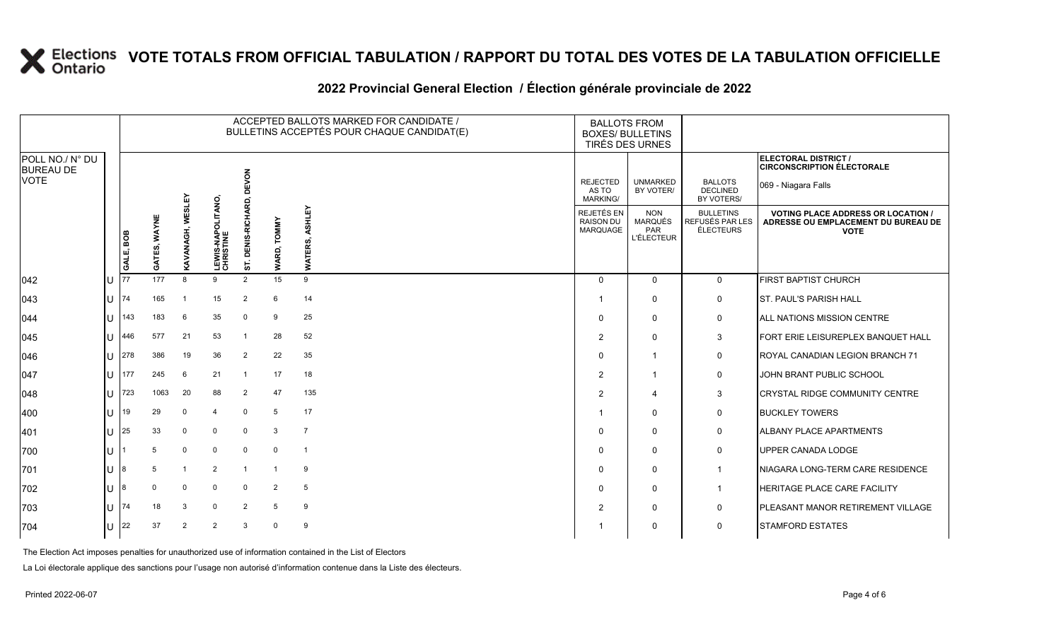# VOTE TOTALS FROM OFFICIAL TABULATION / RAPPORT DU TOTAL DES VOTES DE LA TABULATION OFFICIELLE

## 2022 Provincial General Election / Élection générale provinciale de 2022

| POLL NO./ N° DU BUREAU DE VOTE | | ACCEPTED BALLOTS MARKED FOR CANDIDATE / BULLETINS ACCEPTÉS POUR CHAQUE CANDIDAT(E) | | | | | | | BALLOTS FROM BOXES/ BULLETINS TIRÉS DES URNES | | | ELECTORAL DISTRICT / CIRCONSCRIPTION ÉLECTORALE 069 - Niagara Falls |
|---|---|---|---|---|---|---|---|---|---|---|---|---|
| | | GALE, BOB | GATES, WAYNE | KAVANAGH, WESLEY | LEWIS-NAPOLITANO, CHRISTINE | ST. DENIS-RICHARD, DEVON | WARD, TOMMY | WATERS, ASHLEY | REJECTED AS TO MARKING/ REJETÉS EN RAISON DU MARQUAGE | UNMARKED BY VOTER/ NON MARQUÉS PAR L'ÉLECTEUR | BALLOTS DECLINED BY VOTERS/ BULLETINS REFUSÉS PAR LES ÉLECTEURS | VOTING PLACE ADDRESS OR LOCATION / ADRESSE OU EMPLACEMENT DU BUREAU DE VOTE |
| 042 | U | 77 | 177 | 8 | 9 | 2 | 15 | 9 | 0 | 0 | 0 | FIRST BAPTIST CHURCH |
| 043 | U | 74 | 165 | 1 | 15 | 2 | 6 | 14 | 1 | 0 | 0 | ST. PAUL'S PARISH HALL |
| 044 | U | 143 | 183 | 6 | 35 | 0 | 9 | 25 | 0 | 0 | 0 | ALL NATIONS MISSION CENTRE |
| 045 | U | 446 | 577 | 21 | 53 | 1 | 28 | 52 | 2 | 0 | 3 | FORT ERIE LEISUREPLEX BANQUET HALL |
| 046 | U | 278 | 386 | 19 | 36 | 2 | 22 | 35 | 0 | 1 | 0 | ROYAL CANADIAN LEGION BRANCH 71 |
| 047 | U | 177 | 245 | 6 | 21 | 1 | 17 | 18 | 2 | 1 | 0 | JOHN BRANT PUBLIC SCHOOL |
| 048 | U | 723 | 1063 | 20 | 88 | 2 | 47 | 135 | 2 | 4 | 3 | CRYSTAL RIDGE COMMUNITY CENTRE |
| 400 | U | 19 | 29 | 0 | 4 | 0 | 5 | 17 | 1 | 0 | 0 | BUCKLEY TOWERS |
| 401 | U | 25 | 33 | 0 | 0 | 0 | 3 | 7 | 0 | 0 | 0 | ALBANY PLACE APARTMENTS |
| 700 | U | 1 | 5 | 0 | 0 | 0 | 0 | 1 | 0 | 0 | 0 | UPPER CANADA LODGE |
| 701 | U | 8 | 5 | 1 | 2 | 1 | 1 | 9 | 0 | 0 | 1 | NIAGARA LONG-TERM CARE RESIDENCE |
| 702 | U | 8 | 0 | 0 | 0 | 0 | 2 | 5 | 0 | 0 | 1 | HERITAGE PLACE CARE FACILITY |
| 703 | U | 74 | 18 | 3 | 0 | 2 | 5 | 9 | 2 | 0 | 0 | PLEASANT MANOR RETIREMENT VILLAGE |
| 704 | U | 22 | 37 | 2 | 2 | 3 | 0 | 9 | 1 | 0 | 0 | STAMFORD ESTATES |

The Election Act imposes penalties for unauthorized use of information contained in the List of Electors

La Loi électorale applique des sanctions pour l'usage non autorisé d'information contenue dans la Liste des électeurs.

Printed 2022-06-07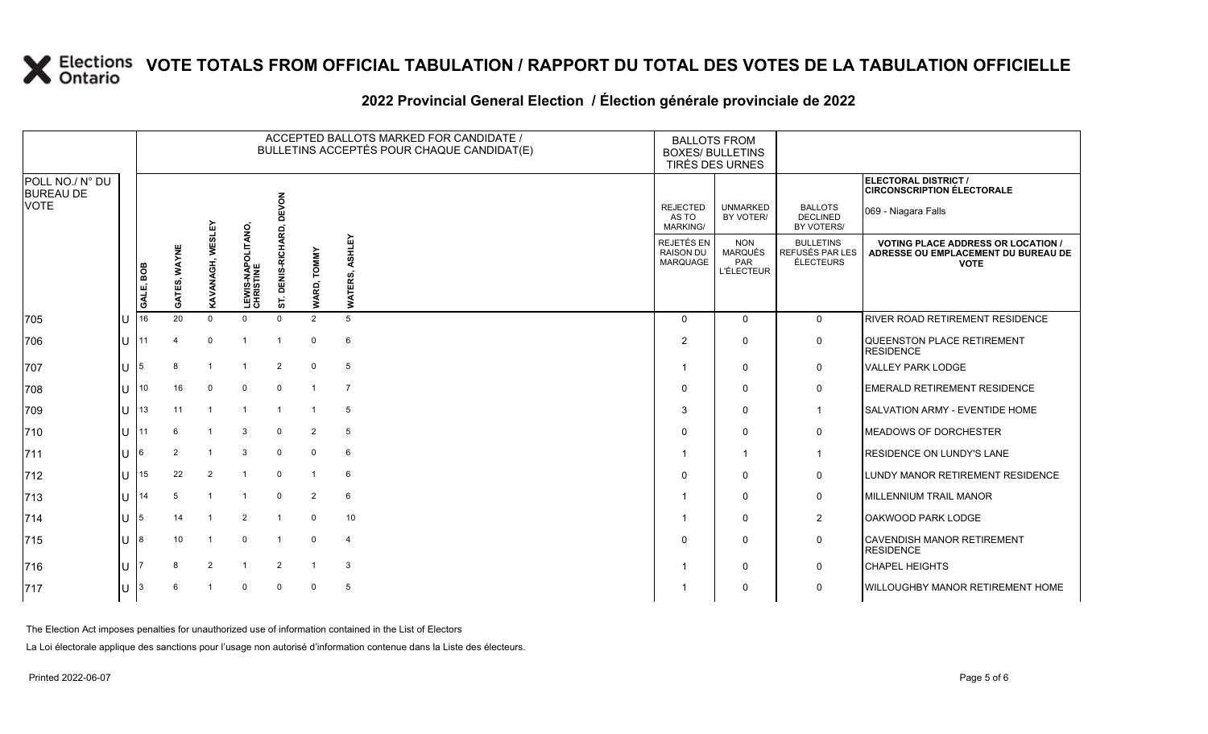# VOTE TOTALS FROM OFFICIAL TABULATION / RAPPORT DU TOTAL DES VOTES DE LA TABULATION OFFICIELLE

## 2022 Provincial General Election / Élection générale provinciale de 2022

| POLL NO./ N° DU BUREAU DE VOTE | | ACCEPTED BALLOTS MARKED FOR CANDIDATE / BULLETINS ACCEPTÉS POUR CHAQUE CANDIDAT(E) | | | | | | | BALLOTS FROM BOXES/ BULLETINS TIRÉS DES URNES | | | ELECTORAL DISTRICT / CIRCONSCRIPTION ÉLECTORALE 069 - Niagara Falls |
|---|---|---|---|---|---|---|---|---|---|---|---|---|
| | | GALE, BOB | GATES, WAYNE | KAVANAGH, WESLEY | LEWIS-NAPOLITANO, CHRISTINE | ST. DENIS-RICHARD, DEVON | WARD, TOMMY | WATERS, ASHLEY | REJECTED AS TO MARKING/ REJETÉS EN RAISON DU MARQUAGE | UNMARKED BY VOTER/ NON MARQUÉS PAR L'ÉLECTEUR | BALLOTS DECLINED BY VOTERS/ BULLETINS REFUSÉS PAR LES ÉLECTEURS | VOTING PLACE ADDRESS OR LOCATION / ADRESSE OU EMPLACEMENT DU BUREAU DE VOTE |
| 705 | U | 16 | 20 | 0 | 0 | 0 | 2 | 5 | 0 | 0 | 0 | RIVER ROAD RETIREMENT RESIDENCE |
| 706 | U | 11 | 4 | 0 | 1 | 1 | 0 | 6 | 2 | 0 | 0 | QUEENSTON PLACE RETIREMENT RESIDENCE |
| 707 | U | 5 | 8 | 1 | 1 | 2 | 0 | 5 | 1 | 0 | 0 | VALLEY PARK LODGE |
| 708 | U | 10 | 16 | 0 | 0 | 0 | 1 | 7 | 0 | 0 | 0 | EMERALD RETIREMENT RESIDENCE |
| 709 | U | 13 | 11 | 1 | 1 | 1 | 1 | 5 | 3 | 0 | 1 | SALVATION ARMY - EVENTIDE HOME |
| 710 | U | 11 | 6 | 1 | 3 | 0 | 2 | 5 | 0 | 0 | 0 | MEADOWS OF DORCHESTER |
| 711 | U | 6 | 2 | 1 | 3 | 0 | 0 | 6 | 1 | 1 | 1 | RESIDENCE ON LUNDY'S LANE |
| 712 | U | 15 | 22 | 2 | 1 | 0 | 1 | 6 | 0 | 0 | 0 | LUNDY MANOR RETIREMENT RESIDENCE |
| 713 | U | 14 | 5 | 1 | 1 | 0 | 2 | 6 | 1 | 0 | 0 | MILLENNIUM TRAIL MANOR |
| 714 | U | 5 | 14 | 1 | 2 | 1 | 0 | 10 | 1 | 0 | 2 | OAKWOOD PARK LODGE |
| 715 | U | 8 | 10 | 1 | 0 | 1 | 0 | 4 | 0 | 0 | 0 | CAVENDISH MANOR RETIREMENT RESIDENCE |
| 716 | U | 7 | 8 | 2 | 1 | 2 | 1 | 3 | 1 | 0 | 0 | CHAPEL HEIGHTS |
| 717 | U | 3 | 6 | 1 | 0 | 0 | 0 | 5 | 1 | 0 | 0 | WILLOUGHBY MANOR RETIREMENT HOME |

The Election Act imposes penalties for unauthorized use of information contained in the List of Electors

La Loi électorale applique des sanctions pour l'usage non autorisé d'information contenue dans la Liste des électeurs.

Printed 2022-06-07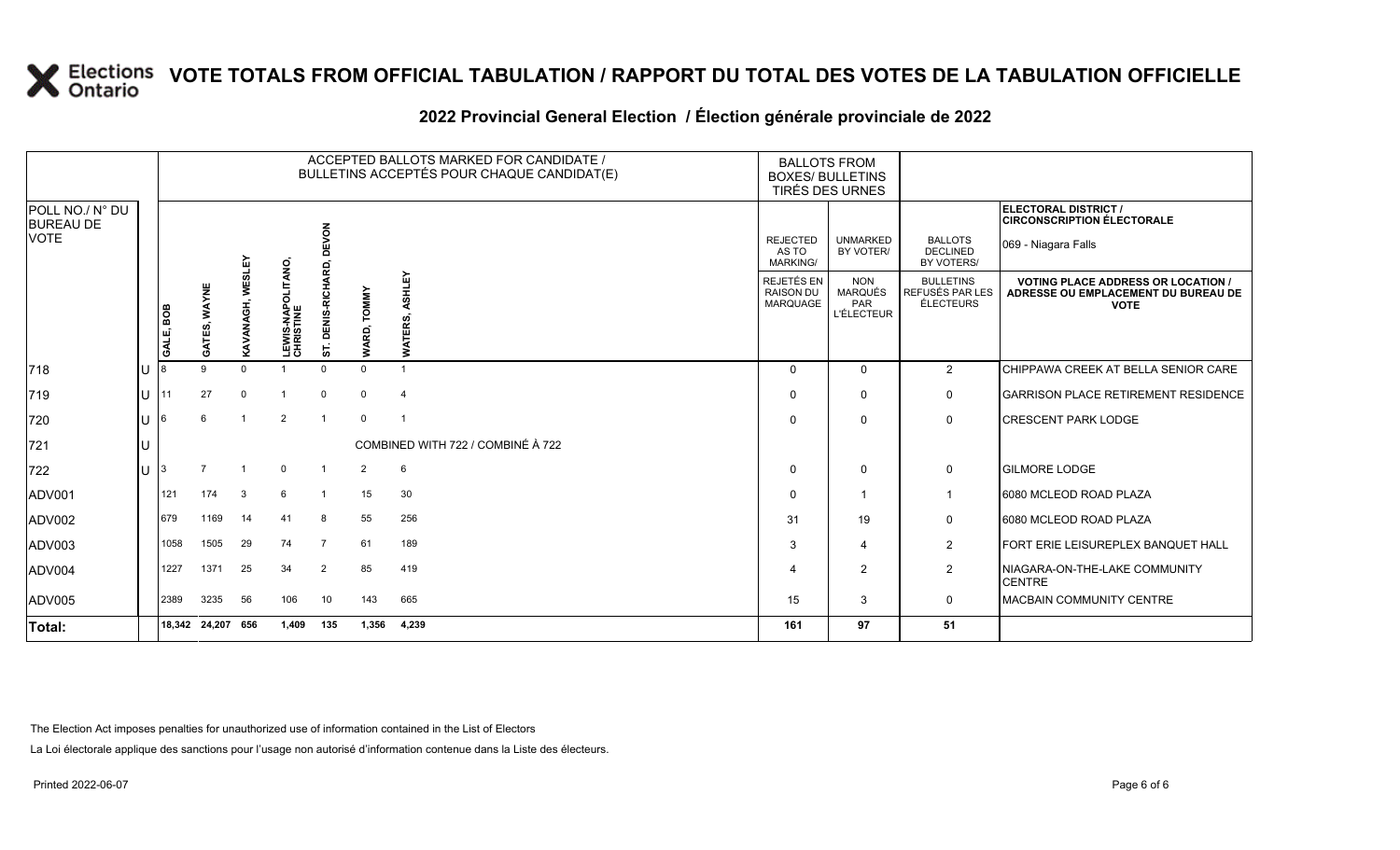# VOTE TOTALS FROM OFFICIAL TABULATION / RAPPORT DU TOTAL DES VOTES DE LA TABULATION OFFICIELLE

## 2022 Provincial General Election / Élection générale provinciale de 2022

| POLL NO./ N° DU BUREAU DE VOTE | | ACCEPTED BALLOTS MARKED FOR CANDIDATE / BULLETINS ACCEPTÉS POUR CHAQUE CANDIDAT(E) | | | | | | | BALLOTS FROM BOXES/ BULLETINS TIRÉS DES URNES | | | ELECTORAL DISTRICT / CIRCONSCRIPTION ÉLECTORALE 069 - Niagara Falls |
|---|---|---|---|---|---|---|---|---|---|---|---|---|
| | | GALE, BOB | GATES, WAYNE | KAVANAGH, WESLEY | LEWIS-NAPOLITANO, CHRISTINE | ST. DENIS-RICHARD, DEVON | WARD, TOMMY | WATERS, ASHLEY | REJECTED AS TO MARKING/ REJETÉS EN RAISON DU MARQUAGE | UNMARKED BY VOTER/ NON MARQUÉS PAR L'ÉLECTEUR | BALLOTS DECLINED BY VOTERS/ BULLETINS REFUSÉS PAR LES ÉLECTEURS | VOTING PLACE ADDRESS OR LOCATION / ADRESSE OU EMPLACEMENT DU BUREAU DE VOTE |
| 718 | U | 8 | 9 | 0 | 1 | 0 | 0 | 1 | 0 | 0 | 2 | CHIPPAWA CREEK AT BELLA SENIOR CARE |
| 719 | U | 11 | 27 | 0 | 1 | 0 | 0 | 4 | 0 | 0 | 0 | GARRISON PLACE RETIREMENT RESIDENCE |
| 720 | U | 6 | 6 | 1 | 2 | 1 | 0 | 1 | 0 | 0 | 0 | CRESCENT PARK LODGE |
| 721 | U | COMBINED WITH 722 / COMBINÉ À 722 | | | | | | | | | | |
| 722 | U | 3 | 7 | 1 | 0 | 1 | 2 | 6 | 0 | 0 | 0 | GILMORE LODGE |
| ADV001 | | 121 | 174 | 3 | 6 | 1 | 15 | 30 | 0 | 1 | 1 | 6080 MCLEOD ROAD PLAZA |
| ADV002 | | 679 | 1169 | 14 | 41 | 8 | 55 | 256 | 31 | 19 | 0 | 6080 MCLEOD ROAD PLAZA |
| ADV003 | | 1058 | 1505 | 29 | 74 | 7 | 61 | 189 | 3 | 4 | 2 | FORT ERIE LEISUREPLEX BANQUET HALL |
| ADV004 | | 1227 | 1371 | 25 | 34 | 2 | 85 | 419 | 4 | 2 | 2 | NIAGARA-ON-THE-LAKE COMMUNITY CENTRE |
| ADV005 | | 2389 | 3235 | 56 | 106 | 10 | 143 | 665 | 15 | 3 | 0 | MACBAIN COMMUNITY CENTRE |
| **Total:** | | **18,342** | **24,207** | **656** | **1,409** | **135** | **1,356** | **4,239** | **161** | **97** | **51** | |

The Election Act imposes penalties for unauthorized use of information contained in the List of Electors

La Loi électorale applique des sanctions pour l'usage non autorisé d'information contenue dans la Liste des électeurs.

Printed 2022-06-07